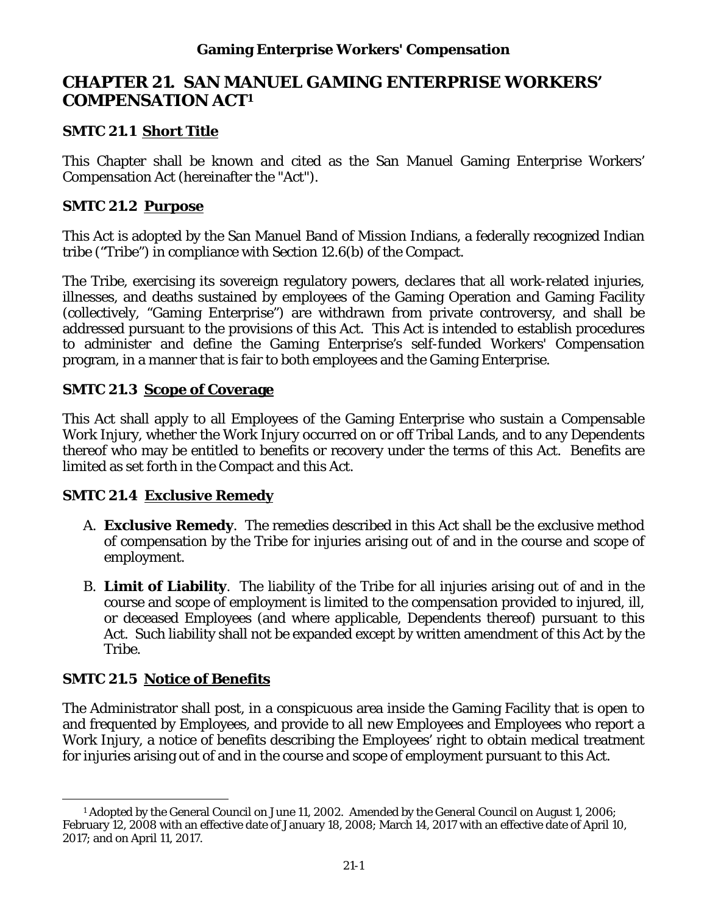# CHAPTER 21. SAN MANUEL GAMING ENTERPRISE WORKERS' COMPENSATION ACT[1]

### SMTC 21.1 Short Title

This Chapter shall be known and cited as the San Manuel Gaming Enterprise Workers' Compensation Act (hereinafter the "Act").

### SMTC 21.2 Purpose

This Act is adopted by the San Manuel Band of Mission Indians, a federally recognized Indian tribe ("Tribe") in compliance with Section 12.6(b) of the Compact.

The Tribe, exercising its sovereign regulatory powers, declares that all work-related injuries, illnesses, and deaths sustained by employees of the Gaming Operation and Gaming Facility (collectively, "Gaming Enterprise") are withdrawn from private controversy, and shall be addressed pursuant to the provisions of this Act. This Act is intended to establish procedures to administer and define the Gaming Enterprise's self-funded Workers' Compensation program, in a manner that is fair to both employees and the Gaming Enterprise.

### SMTC 21.3 Scope of Coverage

This Act shall apply to all Employees of the Gaming Enterprise who sustain a Compensable Work Injury, whether the Work Injury occurred on or off Tribal Lands, and to any Dependents thereof who may be entitled to benefits or recovery under the terms of this Act. Benefits are limited as set forth in the Compact and this Act.

### SMTC 21.4 Exclusive Remedy

A. **Exclusive Remedy**. The remedies described in this Act shall be the exclusive method of compensation by the Tribe for injuries arising out of and in the course and scope of employment.

B. **Limit of Liability**. The liability of the Tribe for all injuries arising out of and in the course and scope of employment is limited to the compensation provided to injured, ill, or deceased Employees (and where applicable, Dependents thereof) pursuant to this Act. Such liability shall not be expanded except by written amendment of this Act by the Tribe.

### SMTC 21.5 Notice of Benefits

The Administrator shall post, in a conspicuous area inside the Gaming Facility that is open to and frequented by Employees, and provide to all new Employees and Employees who report a Work Injury, a notice of benefits describing the Employees' right to obtain medical treatment for injuries arising out of and in the course and scope of employment pursuant to this Act.

---

[1] Adopted by the General Council on June 11, 2002. Amended by the General Council on August 1, 2006; February 12, 2008 with an effective date of January 18, 2008; March 14, 2017 with an effective date of April 10, 2017; and on April 11, 2017.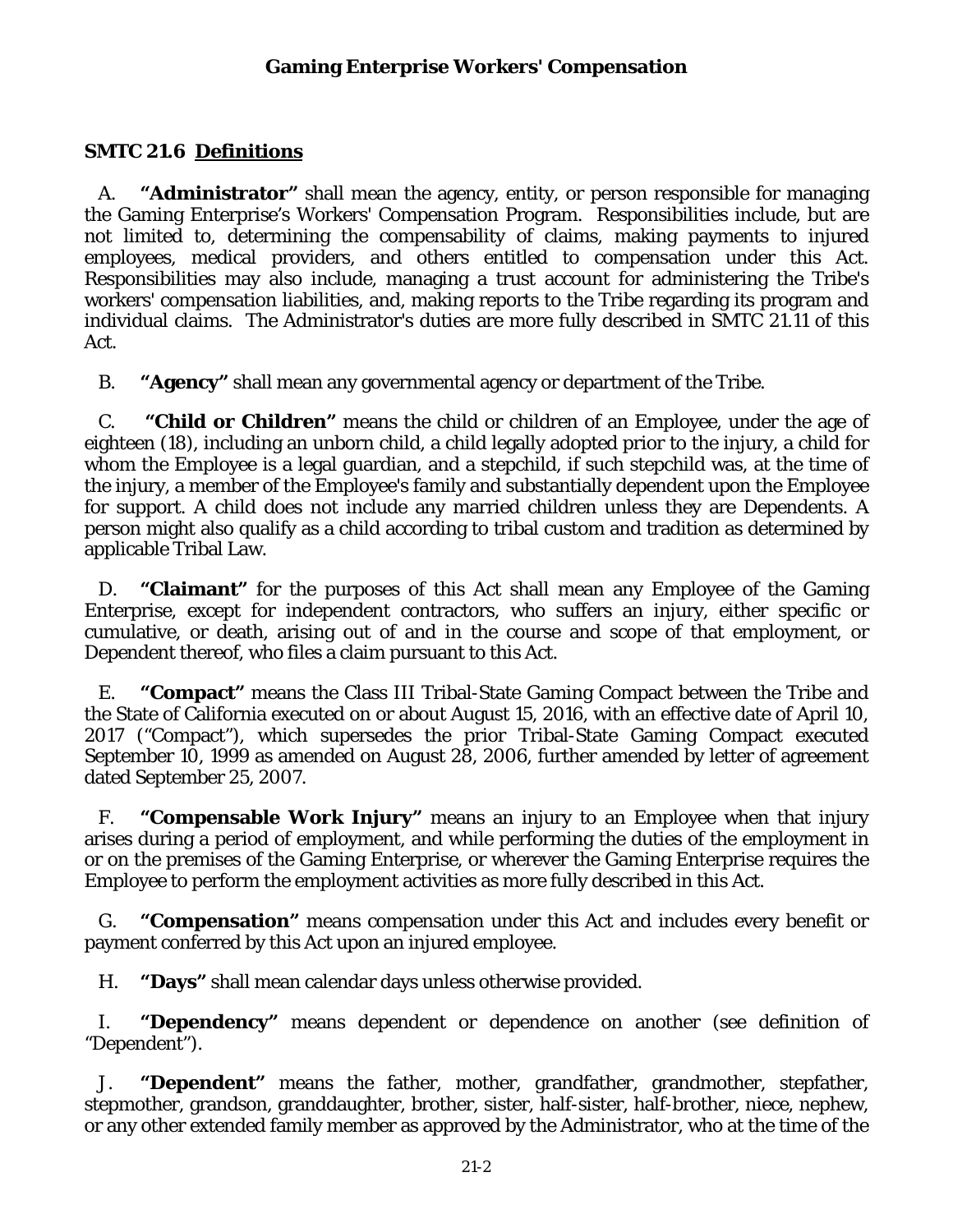## Gaming Enterprise Workers' Compensation

### SMTC 21.6 Definitions

A. **"Administrator"** shall mean the agency, entity, or person responsible for managing the Gaming Enterprise's Workers' Compensation Program. Responsibilities include, but are not limited to, determining the compensability of claims, making payments to injured employees, medical providers, and others entitled to compensation under this Act. Responsibilities may also include, managing a trust account for administering the Tribe's workers' compensation liabilities, and, making reports to the Tribe regarding its program and individual claims. The Administrator's duties are more fully described in SMTC 21.11 of this Act.

B. **"Agency"** shall mean any governmental agency or department of the Tribe.

C. **"Child or Children"** means the child or children of an Employee, under the age of eighteen (18), including an unborn child, a child legally adopted prior to the injury, a child for whom the Employee is a legal guardian, and a stepchild, if such stepchild was, at the time of the injury, a member of the Employee's family and substantially dependent upon the Employee for support. A child does not include any married children unless they are Dependents. A person might also qualify as a child according to tribal custom and tradition as determined by applicable Tribal Law.

D. **"Claimant"** for the purposes of this Act shall mean any Employee of the Gaming Enterprise, except for independent contractors, who suffers an injury, either specific or cumulative, or death, arising out of and in the course and scope of that employment, or Dependent thereof, who files a claim pursuant to this Act.

E. **"Compact"** means the Class III Tribal-State Gaming Compact between the Tribe and the State of California executed on or about August 15, 2016, with an effective date of April 10, 2017 ("Compact"), which supersedes the prior Tribal-State Gaming Compact executed September 10, 1999 as amended on August 28, 2006, further amended by letter of agreement dated September 25, 2007.

F. **"Compensable Work Injury"** means an injury to an Employee when that injury arises during a period of employment, and while performing the duties of the employment in or on the premises of the Gaming Enterprise, or wherever the Gaming Enterprise requires the Employee to perform the employment activities as more fully described in this Act.

G. **"Compensation"** means compensation under this Act and includes every benefit or payment conferred by this Act upon an injured employee.

H. **"Days"** shall mean calendar days unless otherwise provided.

I. **"Dependency"** means dependent or dependence on another (see definition of "Dependent").

J. **"Dependent"** means the father, mother, grandfather, grandmother, stepfather, stepmother, grandson, granddaughter, brother, sister, half-sister, half-brother, niece, nephew, or any other extended family member as approved by the Administrator, who at the time of the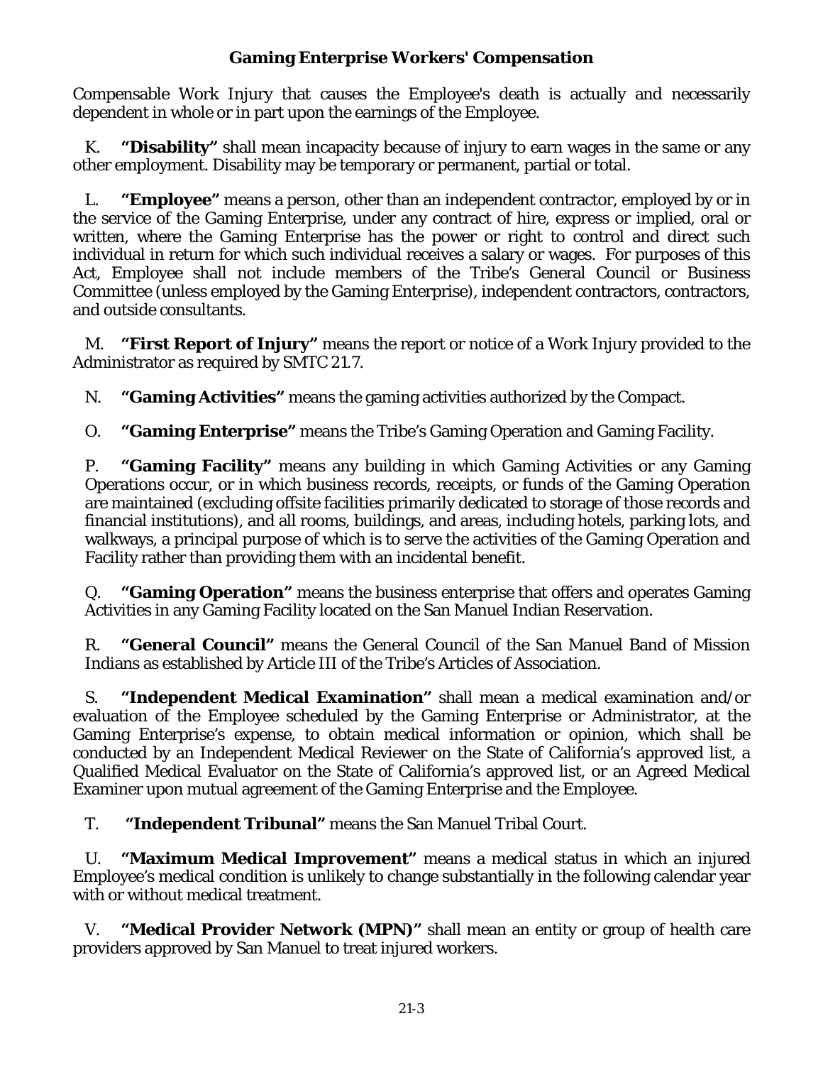Compensable Work Injury that causes the Employee's death is actually and necessarily dependent in whole or in part upon the earnings of the Employee.

K. **"Disability"** shall mean incapacity because of injury to earn wages in the same or any other employment. Disability may be temporary or permanent, partial or total.

L. **"Employee"** means a person, other than an independent contractor, employed by or in the service of the Gaming Enterprise, under any contract of hire, express or implied, oral or written, where the Gaming Enterprise has the power or right to control and direct such individual in return for which such individual receives a salary or wages. For purposes of this Act, Employee shall not include members of the Tribe's General Council or Business Committee (unless employed by the Gaming Enterprise), independent contractors, contractors, and outside consultants.

M. **"First Report of Injury"** means the report or notice of a Work Injury provided to the Administrator as required by SMTC 21.7.

N. **"Gaming Activities"** means the gaming activities authorized by the Compact.

O. **"Gaming Enterprise"** means the Tribe's Gaming Operation and Gaming Facility.

P. **"Gaming Facility"** means any building in which Gaming Activities or any Gaming Operations occur, or in which business records, receipts, or funds of the Gaming Operation are maintained (excluding offsite facilities primarily dedicated to storage of those records and financial institutions), and all rooms, buildings, and areas, including hotels, parking lots, and walkways, a principal purpose of which is to serve the activities of the Gaming Operation and Facility rather than providing them with an incidental benefit.

Q. **"Gaming Operation"** means the business enterprise that offers and operates Gaming Activities in any Gaming Facility located on the San Manuel Indian Reservation.

R. **"General Council"** means the General Council of the San Manuel Band of Mission Indians as established by Article III of the Tribe's Articles of Association.

S. **"Independent Medical Examination"** shall mean a medical examination and/or evaluation of the Employee scheduled by the Gaming Enterprise or Administrator, at the Gaming Enterprise's expense, to obtain medical information or opinion, which shall be conducted by an Independent Medical Reviewer on the State of California's approved list, a Qualified Medical Evaluator on the State of California's approved list, or an Agreed Medical Examiner upon mutual agreement of the Gaming Enterprise and the Employee.

T. **"Independent Tribunal"** means the San Manuel Tribal Court.

U. **"Maximum Medical Improvement"** means a medical status in which an injured Employee's medical condition is unlikely to change substantially in the following calendar year with or without medical treatment.

V. **"Medical Provider Network (MPN)"** shall mean an entity or group of health care providers approved by San Manuel to treat injured workers.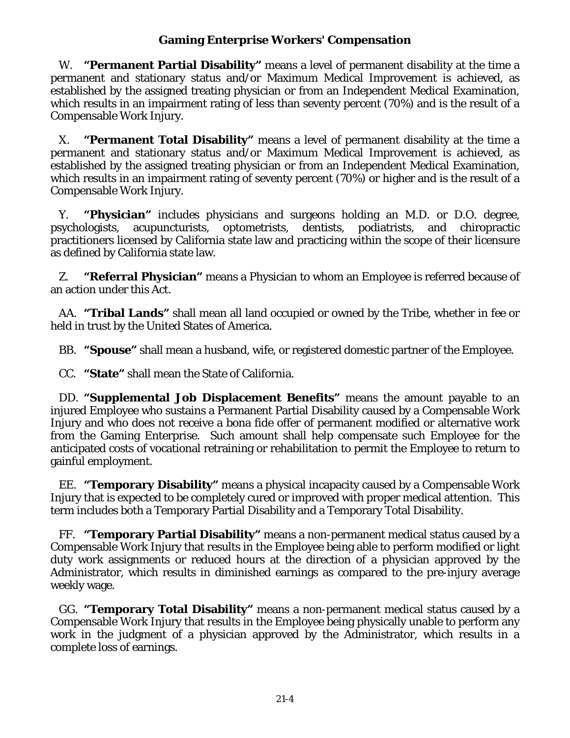W. **"Permanent Partial Disability"** means a level of permanent disability at the time a permanent and stationary status and/or Maximum Medical Improvement is achieved, as established by the assigned treating physician or from an Independent Medical Examination, which results in an impairment rating of less than seventy percent (70%) and is the result of a Compensable Work Injury.

X. **"Permanent Total Disability"** means a level of permanent disability at the time a permanent and stationary status and/or Maximum Medical Improvement is achieved, as established by the assigned treating physician or from an Independent Medical Examination, which results in an impairment rating of seventy percent (70%) or higher and is the result of a Compensable Work Injury.

Y. **"Physician"** includes physicians and surgeons holding an M.D. or D.O. degree, psychologists, acupuncturists, optometrists, dentists, podiatrists, and chiropractic practitioners licensed by California state law and practicing within the scope of their licensure as defined by California state law.

Z. **"Referral Physician"** means a Physician to whom an Employee is referred because of an action under this Act.

AA. **"Tribal Lands"** shall mean all land occupied or owned by the Tribe, whether in fee or held in trust by the United States of America.

BB. **"Spouse"** shall mean a husband, wife, or registered domestic partner of the Employee.

CC. **"State"** shall mean the State of California.

DD. **"Supplemental Job Displacement Benefits"** means the amount payable to an injured Employee who sustains a Permanent Partial Disability caused by a Compensable Work Injury and who does not receive a bona fide offer of permanent modified or alternative work from the Gaming Enterprise. Such amount shall help compensate such Employee for the anticipated costs of vocational retraining or rehabilitation to permit the Employee to return to gainful employment.

EE. **"Temporary Disability"** means a physical incapacity caused by a Compensable Work Injury that is expected to be completely cured or improved with proper medical attention. This term includes both a Temporary Partial Disability and a Temporary Total Disability.

FF. **"Temporary Partial Disability"** means a non-permanent medical status caused by a Compensable Work Injury that results in the Employee being able to perform modified or light duty work assignments or reduced hours at the direction of a physician approved by the Administrator, which results in diminished earnings as compared to the pre-injury average weekly wage.

GG. **"Temporary Total Disability"** means a non-permanent medical status caused by a Compensable Work Injury that results in the Employee being physically unable to perform any work in the judgment of a physician approved by the Administrator, which results in a complete loss of earnings.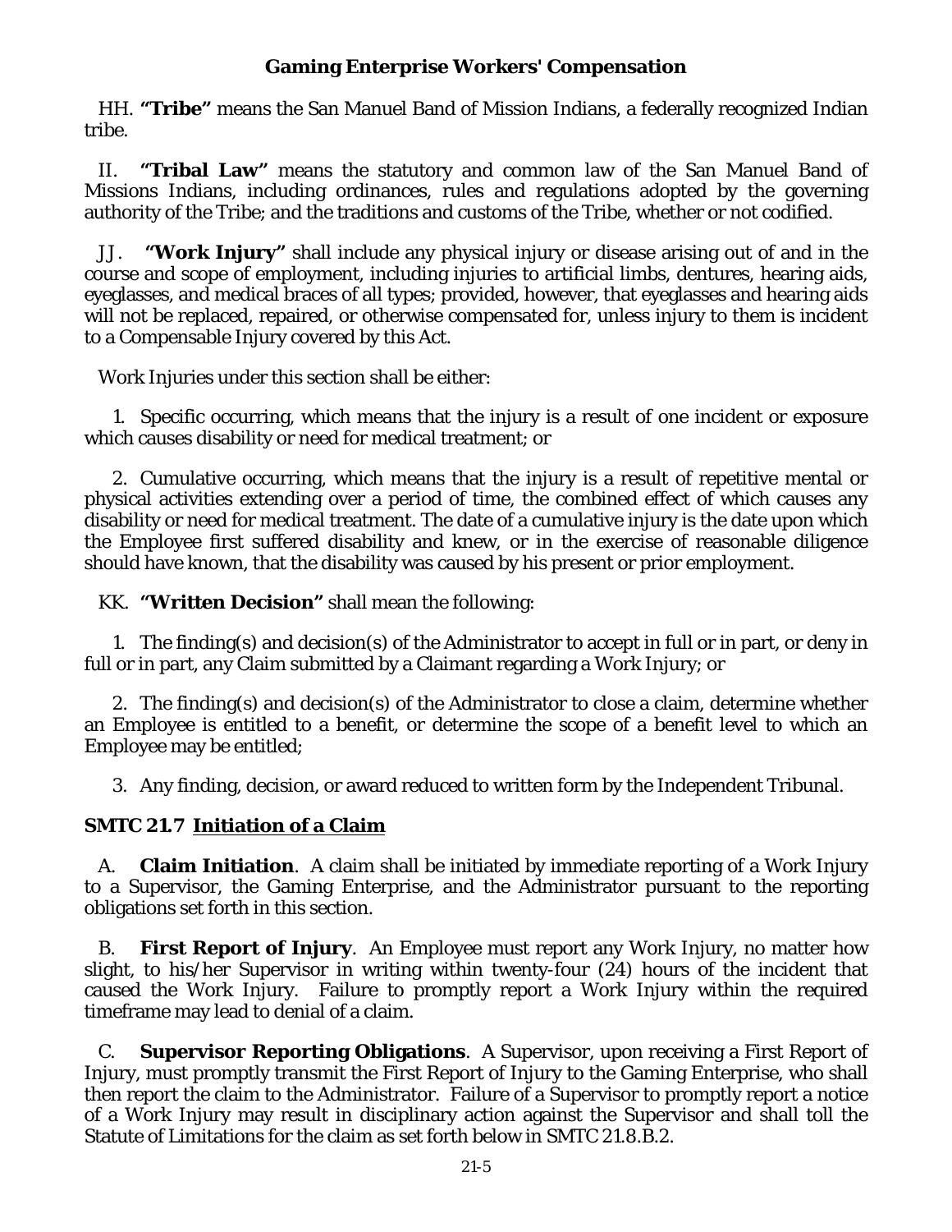HH. **"Tribe"** means the San Manuel Band of Mission Indians, a federally recognized Indian tribe.

II. **"Tribal Law"** means the statutory and common law of the San Manuel Band of Missions Indians, including ordinances, rules and regulations adopted by the governing authority of the Tribe; and the traditions and customs of the Tribe, whether or not codified.

JJ. **"Work Injury"** shall include any physical injury or disease arising out of and in the course and scope of employment, including injuries to artificial limbs, dentures, hearing aids, eyeglasses, and medical braces of all types; provided, however, that eyeglasses and hearing aids will not be replaced, repaired, or otherwise compensated for, unless injury to them is incident to a Compensable Injury covered by this Act.

Work Injuries under this section shall be either:

1. Specific occurring, which means that the injury is a result of one incident or exposure which causes disability or need for medical treatment; or

2. Cumulative occurring, which means that the injury is a result of repetitive mental or physical activities extending over a period of time, the combined effect of which causes any disability or need for medical treatment. The date of a cumulative injury is the date upon which the Employee first suffered disability and knew, or in the exercise of reasonable diligence should have known, that the disability was caused by his present or prior employment.

KK. **"Written Decision"** shall mean the following:

1. The finding(s) and decision(s) of the Administrator to accept in full or in part, or deny in full or in part, any Claim submitted by a Claimant regarding a Work Injury; or

2. The finding(s) and decision(s) of the Administrator to close a claim, determine whether an Employee is entitled to a benefit, or determine the scope of a benefit level to which an Employee may be entitled;

3. Any finding, decision, or award reduced to written form by the Independent Tribunal.

## SMTC 21.7 Initiation of a Claim

A. **Claim Initiation**. A claim shall be initiated by immediate reporting of a Work Injury to a Supervisor, the Gaming Enterprise, and the Administrator pursuant to the reporting obligations set forth in this section.

B. **First Report of Injury**. An Employee must report any Work Injury, no matter how slight, to his/her Supervisor in writing within twenty-four (24) hours of the incident that caused the Work Injury. Failure to promptly report a Work Injury within the required timeframe may lead to denial of a claim.

C. **Supervisor Reporting Obligations**. A Supervisor, upon receiving a First Report of Injury, must promptly transmit the First Report of Injury to the Gaming Enterprise, who shall then report the claim to the Administrator. Failure of a Supervisor to promptly report a notice of a Work Injury may result in disciplinary action against the Supervisor and shall toll the Statute of Limitations for the claim as set forth below in SMTC 21.8.B.2.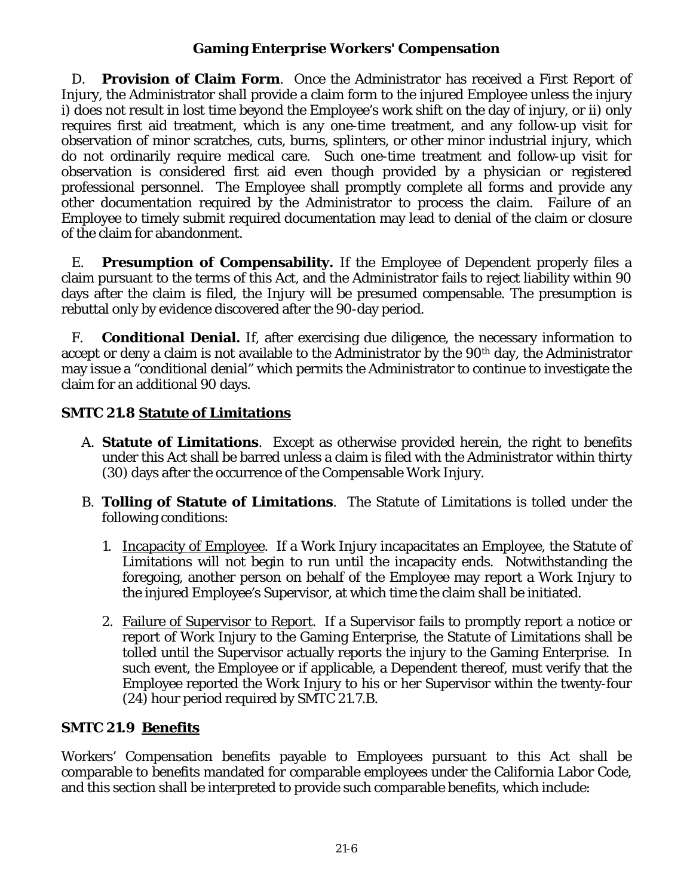D. **Provision of Claim Form**. Once the Administrator has received a First Report of Injury, the Administrator shall provide a claim form to the injured Employee unless the injury i) does not result in lost time beyond the Employee's work shift on the day of injury, or ii) only requires first aid treatment, which is any one-time treatment, and any follow-up visit for observation of minor scratches, cuts, burns, splinters, or other minor industrial injury, which do not ordinarily require medical care. Such one-time treatment and follow-up visit for observation is considered first aid even though provided by a physician or registered professional personnel. The Employee shall promptly complete all forms and provide any other documentation required by the Administrator to process the claim. Failure of an Employee to timely submit required documentation may lead to denial of the claim or closure of the claim for abandonment.

E. **Presumption of Compensability.** If the Employee of Dependent properly files a claim pursuant to the terms of this Act, and the Administrator fails to reject liability within 90 days after the claim is filed, the Injury will be presumed compensable. The presumption is rebuttal only by evidence discovered after the 90-day period.

F. **Conditional Denial.** If, after exercising due diligence, the necessary information to accept or deny a claim is not available to the Administrator by the 90th day, the Administrator may issue a "conditional denial" which permits the Administrator to continue to investigate the claim for an additional 90 days.

## SMTC 21.8 Statute of Limitations

A. **Statute of Limitations**. Except as otherwise provided herein, the right to benefits under this Act shall be barred unless a claim is filed with the Administrator within thirty (30) days after the occurrence of the Compensable Work Injury.

B. **Tolling of Statute of Limitations**. The Statute of Limitations is tolled under the following conditions:

1. Incapacity of Employee. If a Work Injury incapacitates an Employee, the Statute of Limitations will not begin to run until the incapacity ends. Notwithstanding the foregoing, another person on behalf of the Employee may report a Work Injury to the injured Employee's Supervisor, at which time the claim shall be initiated.

2. Failure of Supervisor to Report. If a Supervisor fails to promptly report a notice or report of Work Injury to the Gaming Enterprise, the Statute of Limitations shall be tolled until the Supervisor actually reports the injury to the Gaming Enterprise. In such event, the Employee or if applicable, a Dependent thereof, must verify that the Employee reported the Work Injury to his or her Supervisor within the twenty-four (24) hour period required by SMTC 21.7.B.

## SMTC 21.9 Benefits

Workers' Compensation benefits payable to Employees pursuant to this Act shall be comparable to benefits mandated for comparable employees under the California Labor Code, and this section shall be interpreted to provide such comparable benefits, which include: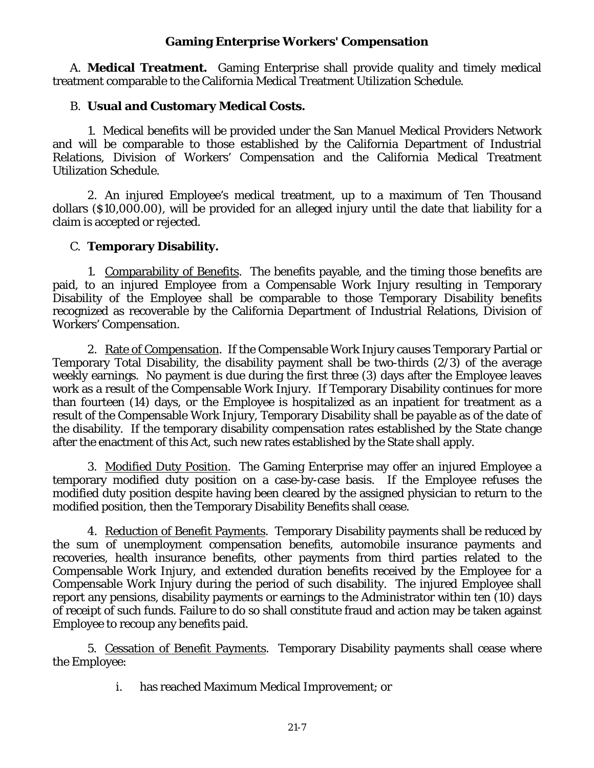## Gaming Enterprise Workers' Compensation

A. **Medical Treatment.** Gaming Enterprise shall provide quality and timely medical treatment comparable to the California Medical Treatment Utilization Schedule.

B. **Usual and Customary Medical Costs.**

1. Medical benefits will be provided under the San Manuel Medical Providers Network and will be comparable to those established by the California Department of Industrial Relations, Division of Workers' Compensation and the California Medical Treatment Utilization Schedule.

2. An injured Employee's medical treatment, up to a maximum of Ten Thousand dollars ($10,000.00), will be provided for an alleged injury until the date that liability for a claim is accepted or rejected.

C. **Temporary Disability.**

1. Comparability of Benefits. The benefits payable, and the timing those benefits are paid, to an injured Employee from a Compensable Work Injury resulting in Temporary Disability of the Employee shall be comparable to those Temporary Disability benefits recognized as recoverable by the California Department of Industrial Relations, Division of Workers' Compensation.

2. Rate of Compensation. If the Compensable Work Injury causes Temporary Partial or Temporary Total Disability, the disability payment shall be two-thirds (2/3) of the average weekly earnings. No payment is due during the first three (3) days after the Employee leaves work as a result of the Compensable Work Injury. If Temporary Disability continues for more than fourteen (14) days, or the Employee is hospitalized as an inpatient for treatment as a result of the Compensable Work Injury, Temporary Disability shall be payable as of the date of the disability. If the temporary disability compensation rates established by the State change after the enactment of this Act, such new rates established by the State shall apply.

3. Modified Duty Position. The Gaming Enterprise may offer an injured Employee a temporary modified duty position on a case-by-case basis. If the Employee refuses the modified duty position despite having been cleared by the assigned physician to return to the modified position, then the Temporary Disability Benefits shall cease.

4. Reduction of Benefit Payments. Temporary Disability payments shall be reduced by the sum of unemployment compensation benefits, automobile insurance payments and recoveries, health insurance benefits, other payments from third parties related to the Compensable Work Injury, and extended duration benefits received by the Employee for a Compensable Work Injury during the period of such disability. The injured Employee shall report any pensions, disability payments or earnings to the Administrator within ten (10) days of receipt of such funds. Failure to do so shall constitute fraud and action may be taken against Employee to recoup any benefits paid.

5. Cessation of Benefit Payments. Temporary Disability payments shall cease where the Employee:

i. has reached Maximum Medical Improvement; or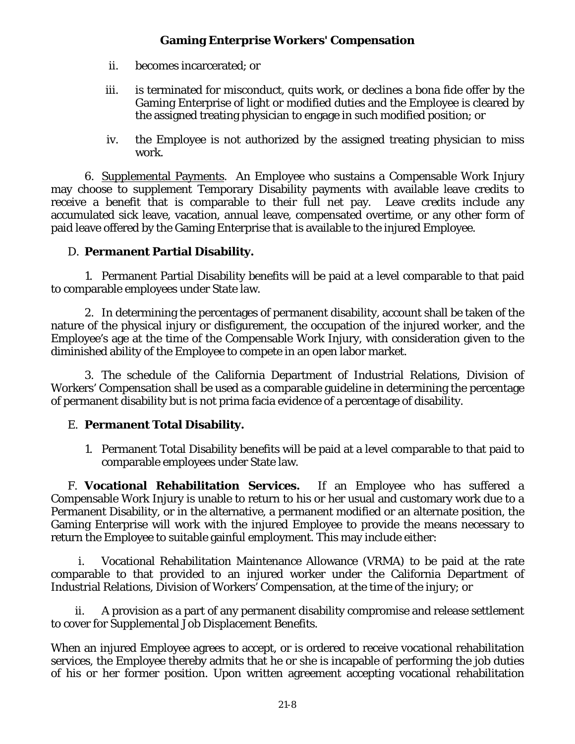ii. becomes incarcerated; or

iii. is terminated for misconduct, quits work, or declines a bona fide offer by the Gaming Enterprise of light or modified duties and the Employee is cleared by the assigned treating physician to engage in such modified position; or

iv. the Employee is not authorized by the assigned treating physician to miss work.

6. Supplemental Payments. An Employee who sustains a Compensable Work Injury may choose to supplement Temporary Disability payments with available leave credits to receive a benefit that is comparable to their full net pay. Leave credits include any accumulated sick leave, vacation, annual leave, compensated overtime, or any other form of paid leave offered by the Gaming Enterprise that is available to the injured Employee.

D. **Permanent Partial Disability.**

1. Permanent Partial Disability benefits will be paid at a level comparable to that paid to comparable employees under State law.

2. In determining the percentages of permanent disability, account shall be taken of the nature of the physical injury or disfigurement, the occupation of the injured worker, and the Employee's age at the time of the Compensable Work Injury, with consideration given to the diminished ability of the Employee to compete in an open labor market.

3. The schedule of the California Department of Industrial Relations, Division of Workers' Compensation shall be used as a comparable guideline in determining the percentage of permanent disability but is not prima facia evidence of a percentage of disability.

E. **Permanent Total Disability.**

1. Permanent Total Disability benefits will be paid at a level comparable to that paid to comparable employees under State law.

F. **Vocational Rehabilitation Services.** If an Employee who has suffered a Compensable Work Injury is unable to return to his or her usual and customary work due to a Permanent Disability, or in the alternative, a permanent modified or an alternate position, the Gaming Enterprise will work with the injured Employee to provide the means necessary to return the Employee to suitable gainful employment. This may include either:

i. Vocational Rehabilitation Maintenance Allowance (VRMA) to be paid at the rate comparable to that provided to an injured worker under the California Department of Industrial Relations, Division of Workers' Compensation, at the time of the injury; or

ii. A provision as a part of any permanent disability compromise and release settlement to cover for Supplemental Job Displacement Benefits.

When an injured Employee agrees to accept, or is ordered to receive vocational rehabilitation services, the Employee thereby admits that he or she is incapable of performing the job duties of his or her former position. Upon written agreement accepting vocational rehabilitation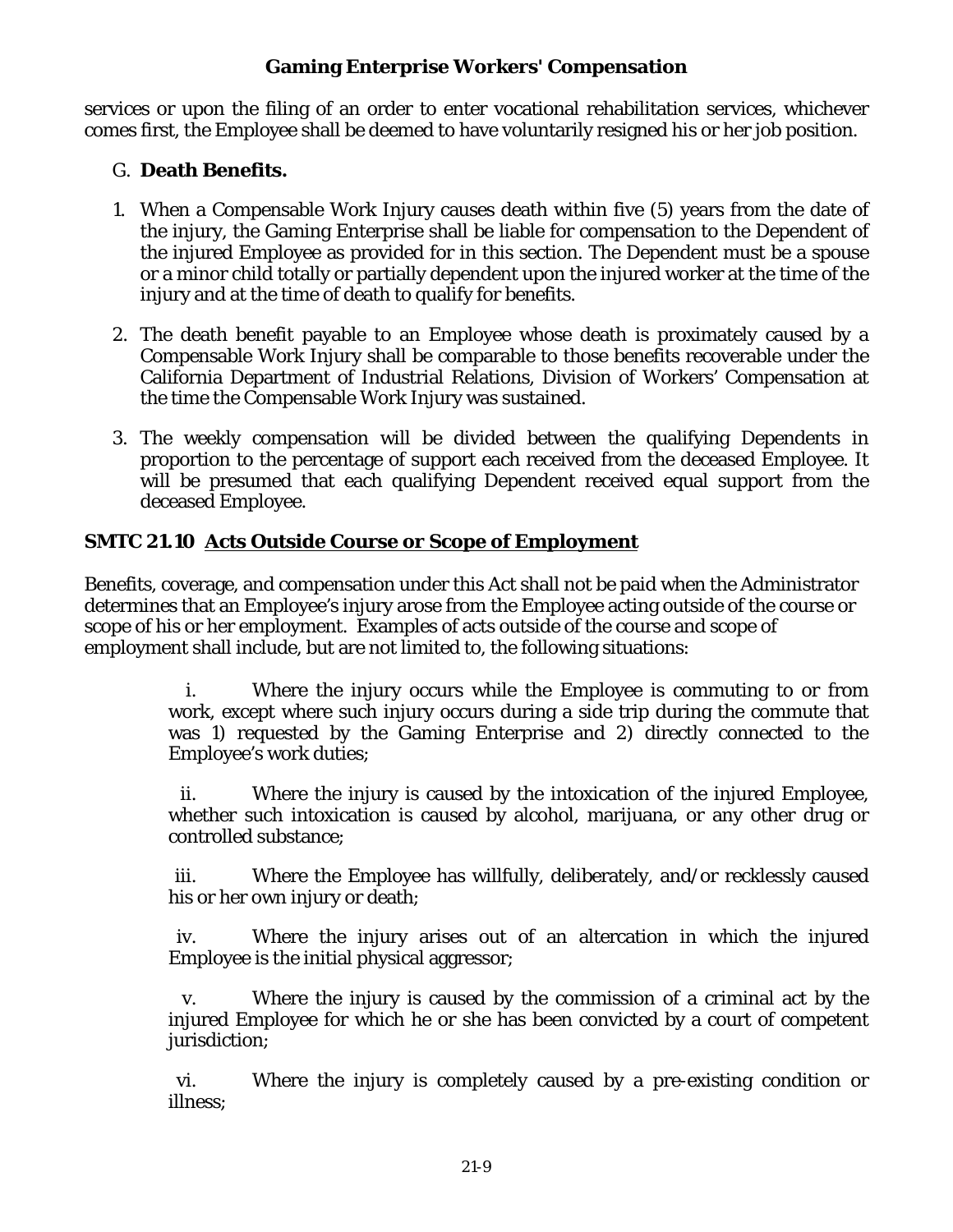services or upon the filing of an order to enter vocational rehabilitation services, whichever comes first, the Employee shall be deemed to have voluntarily resigned his or her job position.

G. **Death Benefits.**

1. When a Compensable Work Injury causes death within five (5) years from the date of the injury, the Gaming Enterprise shall be liable for compensation to the Dependent of the injured Employee as provided for in this section. The Dependent must be a spouse or a minor child totally or partially dependent upon the injured worker at the time of the injury and at the time of death to qualify for benefits.

2. The death benefit payable to an Employee whose death is proximately caused by a Compensable Work Injury shall be comparable to those benefits recoverable under the California Department of Industrial Relations, Division of Workers' Compensation at the time the Compensable Work Injury was sustained.

3. The weekly compensation will be divided between the qualifying Dependents in proportion to the percentage of support each received from the deceased Employee. It will be presumed that each qualifying Dependent received equal support from the deceased Employee.

## SMTC 21.10 Acts Outside Course or Scope of Employment

Benefits, coverage, and compensation under this Act shall not be paid when the Administrator determines that an Employee's injury arose from the Employee acting outside of the course or scope of his or her employment. Examples of acts outside of the course and scope of employment shall include, but are not limited to, the following situations:

i. Where the injury occurs while the Employee is commuting to or from work, except where such injury occurs during a side trip during the commute that was 1) requested by the Gaming Enterprise and 2) directly connected to the Employee's work duties;

ii. Where the injury is caused by the intoxication of the injured Employee, whether such intoxication is caused by alcohol, marijuana, or any other drug or controlled substance;

iii. Where the Employee has willfully, deliberately, and/or recklessly caused his or her own injury or death;

iv. Where the injury arises out of an altercation in which the injured Employee is the initial physical aggressor;

v. Where the injury is caused by the commission of a criminal act by the injured Employee for which he or she has been convicted by a court of competent jurisdiction;

vi. Where the injury is completely caused by a pre-existing condition or illness;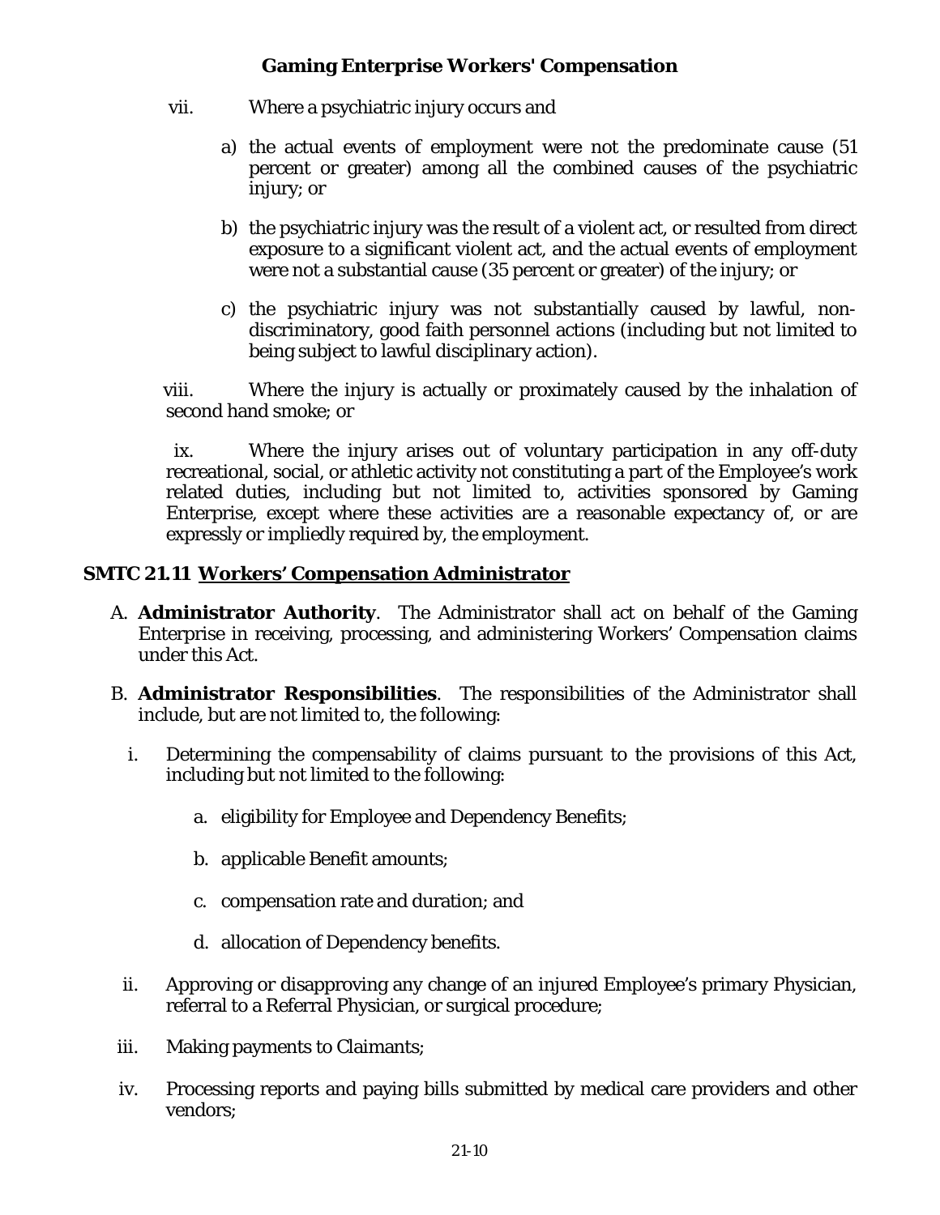vii. Where a psychiatric injury occurs and

a) the actual events of employment were not the predominate cause (51 percent or greater) among all the combined causes of the psychiatric injury; or

b) the psychiatric injury was the result of a violent act, or resulted from direct exposure to a significant violent act, and the actual events of employment were not a substantial cause (35 percent or greater) of the injury; or

c) the psychiatric injury was not substantially caused by lawful, non-discriminatory, good faith personnel actions (including but not limited to being subject to lawful disciplinary action).

viii. Where the injury is actually or proximately caused by the inhalation of second hand smoke; or

ix. Where the injury arises out of voluntary participation in any off-duty recreational, social, or athletic activity not constituting a part of the Employee's work related duties, including but not limited to, activities sponsored by Gaming Enterprise, except where these activities are a reasonable expectancy of, or are expressly or impliedly required by, the employment.

## SMTC 21.11 Workers' Compensation Administrator

A. **Administrator Authority**. The Administrator shall act on behalf of the Gaming Enterprise in receiving, processing, and administering Workers' Compensation claims under this Act.

B. **Administrator Responsibilities**. The responsibilities of the Administrator shall include, but are not limited to, the following:

i. Determining the compensability of claims pursuant to the provisions of this Act, including but not limited to the following:

   a. eligibility for Employee and Dependency Benefits;

   b. applicable Benefit amounts;

   c. compensation rate and duration; and

   d. allocation of Dependency benefits.

ii. Approving or disapproving any change of an injured Employee's primary Physician, referral to a Referral Physician, or surgical procedure;

iii. Making payments to Claimants;

iv. Processing reports and paying bills submitted by medical care providers and other vendors;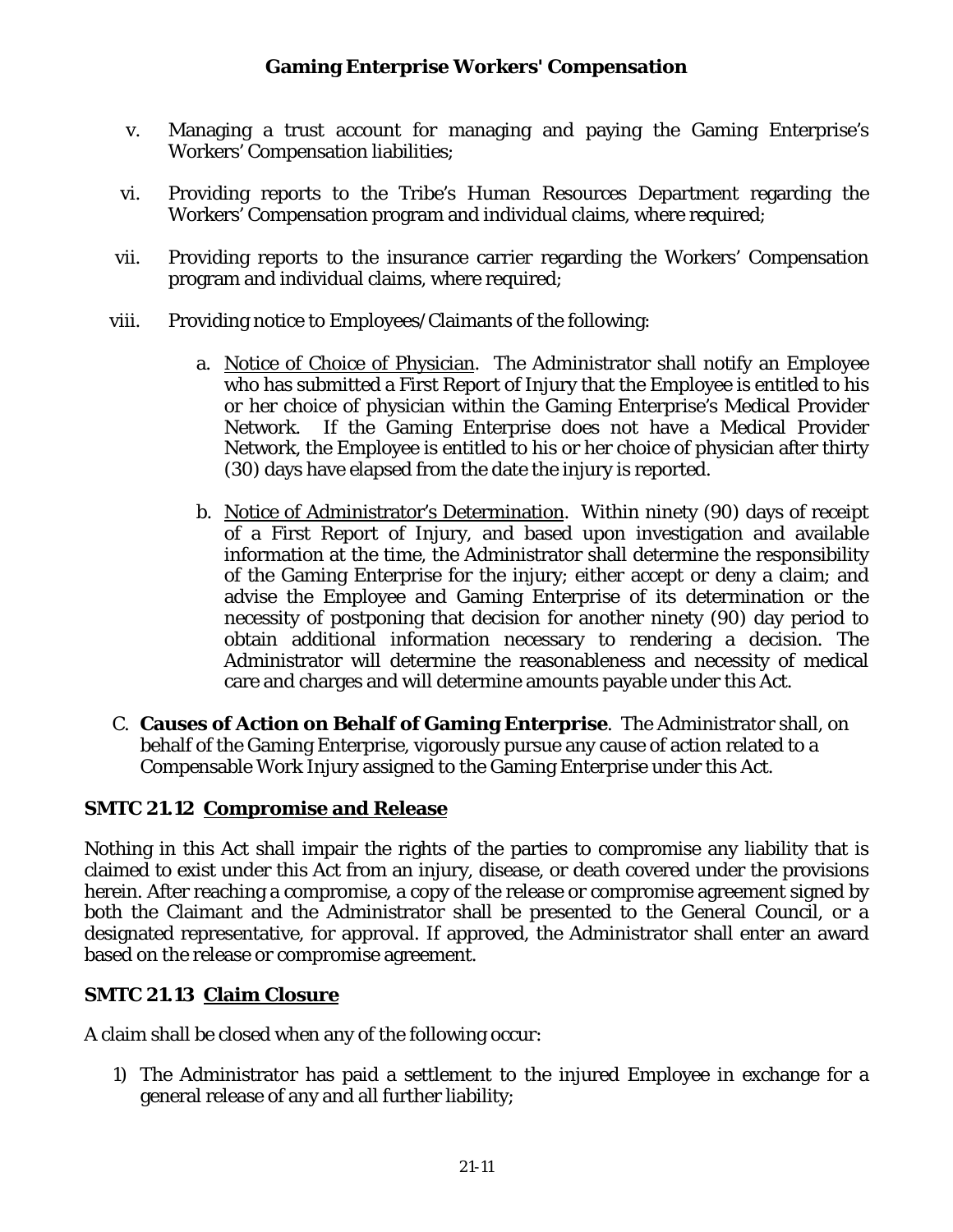v. Managing a trust account for managing and paying the Gaming Enterprise's Workers' Compensation liabilities;

vi. Providing reports to the Tribe's Human Resources Department regarding the Workers' Compensation program and individual claims, where required;

vii. Providing reports to the insurance carrier regarding the Workers' Compensation program and individual claims, where required;

viii. Providing notice to Employees/Claimants of the following:

   a. Notice of Choice of Physician. The Administrator shall notify an Employee who has submitted a First Report of Injury that the Employee is entitled to his or her choice of physician within the Gaming Enterprise's Medical Provider Network. If the Gaming Enterprise does not have a Medical Provider Network, the Employee is entitled to his or her choice of physician after thirty (30) days have elapsed from the date the injury is reported.

   b. Notice of Administrator's Determination. Within ninety (90) days of receipt of a First Report of Injury, and based upon investigation and available information at the time, the Administrator shall determine the responsibility of the Gaming Enterprise for the injury; either accept or deny a claim; and advise the Employee and Gaming Enterprise of its determination or the necessity of postponing that decision for another ninety (90) day period to obtain additional information necessary to rendering a decision. The Administrator will determine the reasonableness and necessity of medical care and charges and will determine amounts payable under this Act.

C. **Causes of Action on Behalf of Gaming Enterprise**. The Administrator shall, on behalf of the Gaming Enterprise, vigorously pursue any cause of action related to a Compensable Work Injury assigned to the Gaming Enterprise under this Act.

## SMTC 21.12 Compromise and Release

Nothing in this Act shall impair the rights of the parties to compromise any liability that is claimed to exist under this Act from an injury, disease, or death covered under the provisions herein. After reaching a compromise, a copy of the release or compromise agreement signed by both the Claimant and the Administrator shall be presented to the General Council, or a designated representative, for approval. If approved, the Administrator shall enter an award based on the release or compromise agreement.

## SMTC 21.13 Claim Closure

A claim shall be closed when any of the following occur:

1) The Administrator has paid a settlement to the injured Employee in exchange for a general release of any and all further liability;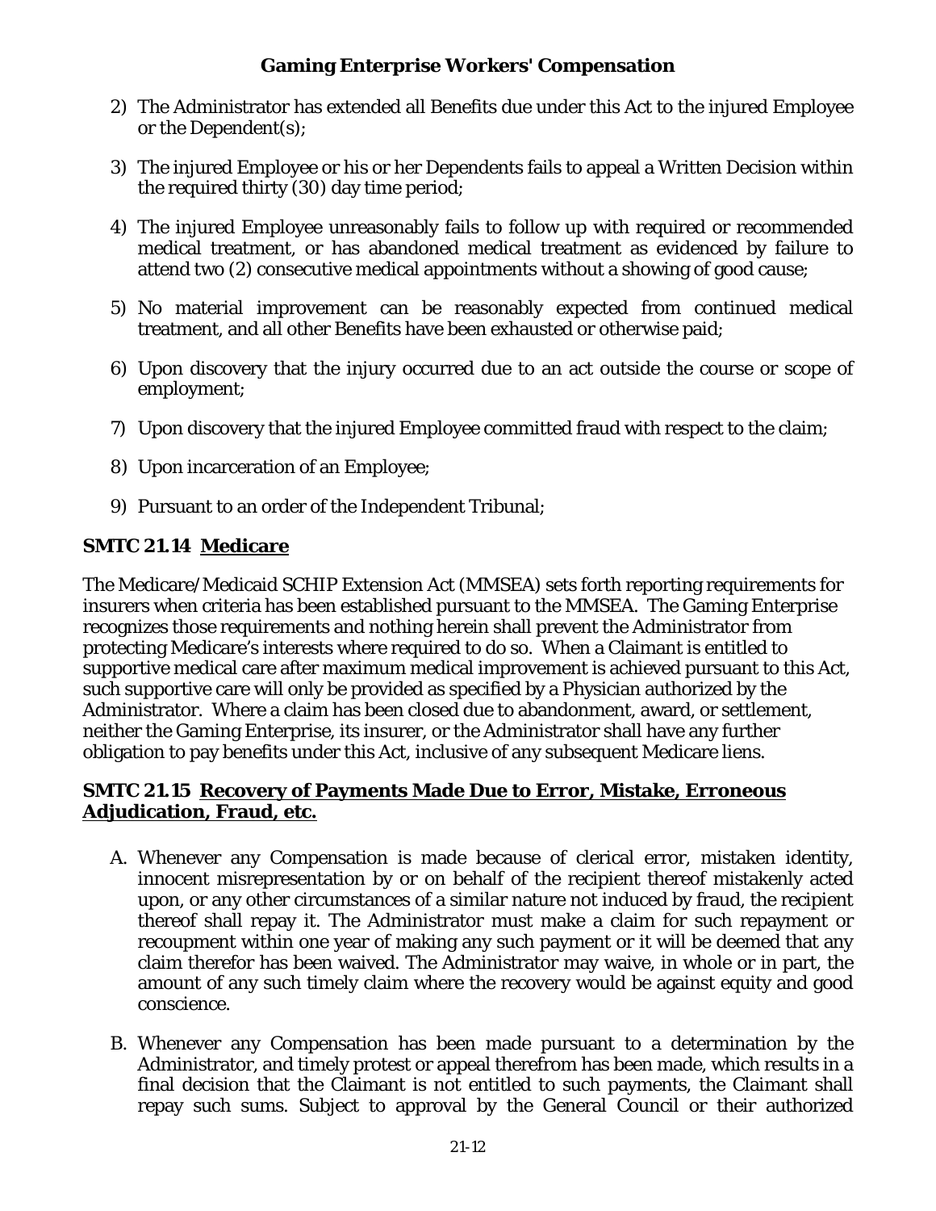2) The Administrator has extended all Benefits due under this Act to the injured Employee or the Dependent(s);

3) The injured Employee or his or her Dependents fails to appeal a Written Decision within the required thirty (30) day time period;

4) The injured Employee unreasonably fails to follow up with required or recommended medical treatment, or has abandoned medical treatment as evidenced by failure to attend two (2) consecutive medical appointments without a showing of good cause;

5) No material improvement can be reasonably expected from continued medical treatment, and all other Benefits have been exhausted or otherwise paid;

6) Upon discovery that the injury occurred due to an act outside the course or scope of employment;

7) Upon discovery that the injured Employee committed fraud with respect to the claim;

8) Upon incarceration of an Employee;

9) Pursuant to an order of the Independent Tribunal;

### SMTC 21.14 <u>Medicare</u>

The Medicare/Medicaid SCHIP Extension Act (MMSEA) sets forth reporting requirements for insurers when criteria has been established pursuant to the MMSEA. The Gaming Enterprise recognizes those requirements and nothing herein shall prevent the Administrator from protecting Medicare's interests where required to do so. When a Claimant is entitled to supportive medical care after maximum medical improvement is achieved pursuant to this Act, such supportive care will only be provided as specified by a Physician authorized by the Administrator. Where a claim has been closed due to abandonment, award, or settlement, neither the Gaming Enterprise, its insurer, or the Administrator shall have any further obligation to pay benefits under this Act, inclusive of any subsequent Medicare liens.

### SMTC 21.15 <u>Recovery of Payments Made Due to Error, Mistake, Erroneous Adjudication, Fraud, etc.</u>

A. Whenever any Compensation is made because of clerical error, mistaken identity, innocent misrepresentation by or on behalf of the recipient thereof mistakenly acted upon, or any other circumstances of a similar nature not induced by fraud, the recipient thereof shall repay it. The Administrator must make a claim for such repayment or recoupment within one year of making any such payment or it will be deemed that any claim therefor has been waived. The Administrator may waive, in whole or in part, the amount of any such timely claim where the recovery would be against equity and good conscience.

B. Whenever any Compensation has been made pursuant to a determination by the Administrator, and timely protest or appeal therefrom has been made, which results in a final decision that the Claimant is not entitled to such payments, the Claimant shall repay such sums. Subject to approval by the General Council or their authorized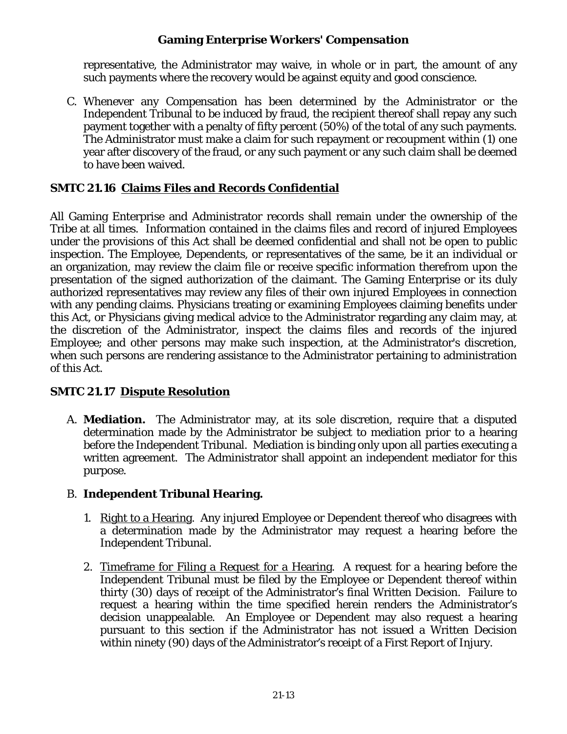representative, the Administrator may waive, in whole or in part, the amount of any such payments where the recovery would be against equity and good conscience.

C. Whenever any Compensation has been determined by the Administrator or the Independent Tribunal to be induced by fraud, the recipient thereof shall repay any such payment together with a penalty of fifty percent (50%) of the total of any such payments. The Administrator must make a claim for such repayment or recoupment within (1) one year after discovery of the fraud, or any such payment or any such claim shall be deemed to have been waived.

## SMTC 21.16 Claims Files and Records Confidential

All Gaming Enterprise and Administrator records shall remain under the ownership of the Tribe at all times. Information contained in the claims files and record of injured Employees under the provisions of this Act shall be deemed confidential and shall not be open to public inspection. The Employee, Dependents, or representatives of the same, be it an individual or an organization, may review the claim file or receive specific information therefrom upon the presentation of the signed authorization of the claimant. The Gaming Enterprise or its duly authorized representatives may review any files of their own injured Employees in connection with any pending claims. Physicians treating or examining Employees claiming benefits under this Act, or Physicians giving medical advice to the Administrator regarding any claim may, at the discretion of the Administrator, inspect the claims files and records of the injured Employee; and other persons may make such inspection, at the Administrator's discretion, when such persons are rendering assistance to the Administrator pertaining to administration of this Act.

## SMTC 21.17 Dispute Resolution

A. **Mediation.** The Administrator may, at its sole discretion, require that a disputed determination made by the Administrator be subject to mediation prior to a hearing before the Independent Tribunal. Mediation is binding only upon all parties executing a written agreement. The Administrator shall appoint an independent mediator for this purpose.

B. **Independent Tribunal Hearing.**

1. Right to a Hearing. Any injured Employee or Dependent thereof who disagrees with a determination made by the Administrator may request a hearing before the Independent Tribunal.

2. Timeframe for Filing a Request for a Hearing. A request for a hearing before the Independent Tribunal must be filed by the Employee or Dependent thereof within thirty (30) days of receipt of the Administrator's final Written Decision. Failure to request a hearing within the time specified herein renders the Administrator's decision unappealable. An Employee or Dependent may also request a hearing pursuant to this section if the Administrator has not issued a Written Decision within ninety (90) days of the Administrator's receipt of a First Report of Injury.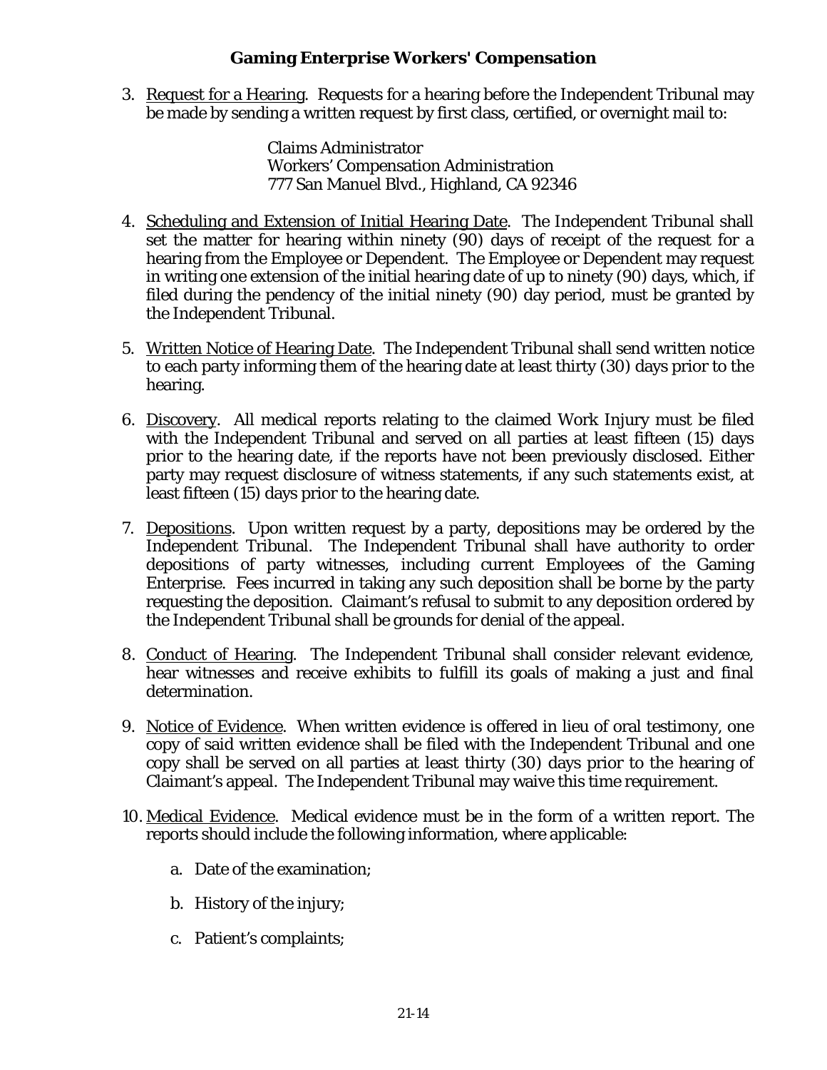3. Request for a Hearing. Requests for a hearing before the Independent Tribunal may be made by sending a written request by first class, certified, or overnight mail to:

   Claims Administrator
   Workers' Compensation Administration
   777 San Manuel Blvd., Highland, CA 92346

4. Scheduling and Extension of Initial Hearing Date. The Independent Tribunal shall set the matter for hearing within ninety (90) days of receipt of the request for a hearing from the Employee or Dependent. The Employee or Dependent may request in writing one extension of the initial hearing date of up to ninety (90) days, which, if filed during the pendency of the initial ninety (90) day period, must be granted by the Independent Tribunal.

5. Written Notice of Hearing Date. The Independent Tribunal shall send written notice to each party informing them of the hearing date at least thirty (30) days prior to the hearing.

6. Discovery. All medical reports relating to the claimed Work Injury must be filed with the Independent Tribunal and served on all parties at least fifteen (15) days prior to the hearing date, if the reports have not been previously disclosed. Either party may request disclosure of witness statements, if any such statements exist, at least fifteen (15) days prior to the hearing date.

7. Depositions. Upon written request by a party, depositions may be ordered by the Independent Tribunal. The Independent Tribunal shall have authority to order depositions of party witnesses, including current Employees of the Gaming Enterprise. Fees incurred in taking any such deposition shall be borne by the party requesting the deposition. Claimant's refusal to submit to any deposition ordered by the Independent Tribunal shall be grounds for denial of the appeal.

8. Conduct of Hearing. The Independent Tribunal shall consider relevant evidence, hear witnesses and receive exhibits to fulfill its goals of making a just and final determination.

9. Notice of Evidence. When written evidence is offered in lieu of oral testimony, one copy of said written evidence shall be filed with the Independent Tribunal and one copy shall be served on all parties at least thirty (30) days prior to the hearing of Claimant's appeal. The Independent Tribunal may waive this time requirement.

10. Medical Evidence. Medical evidence must be in the form of a written report. The reports should include the following information, where applicable:

    a. Date of the examination;

    b. History of the injury;

    c. Patient's complaints;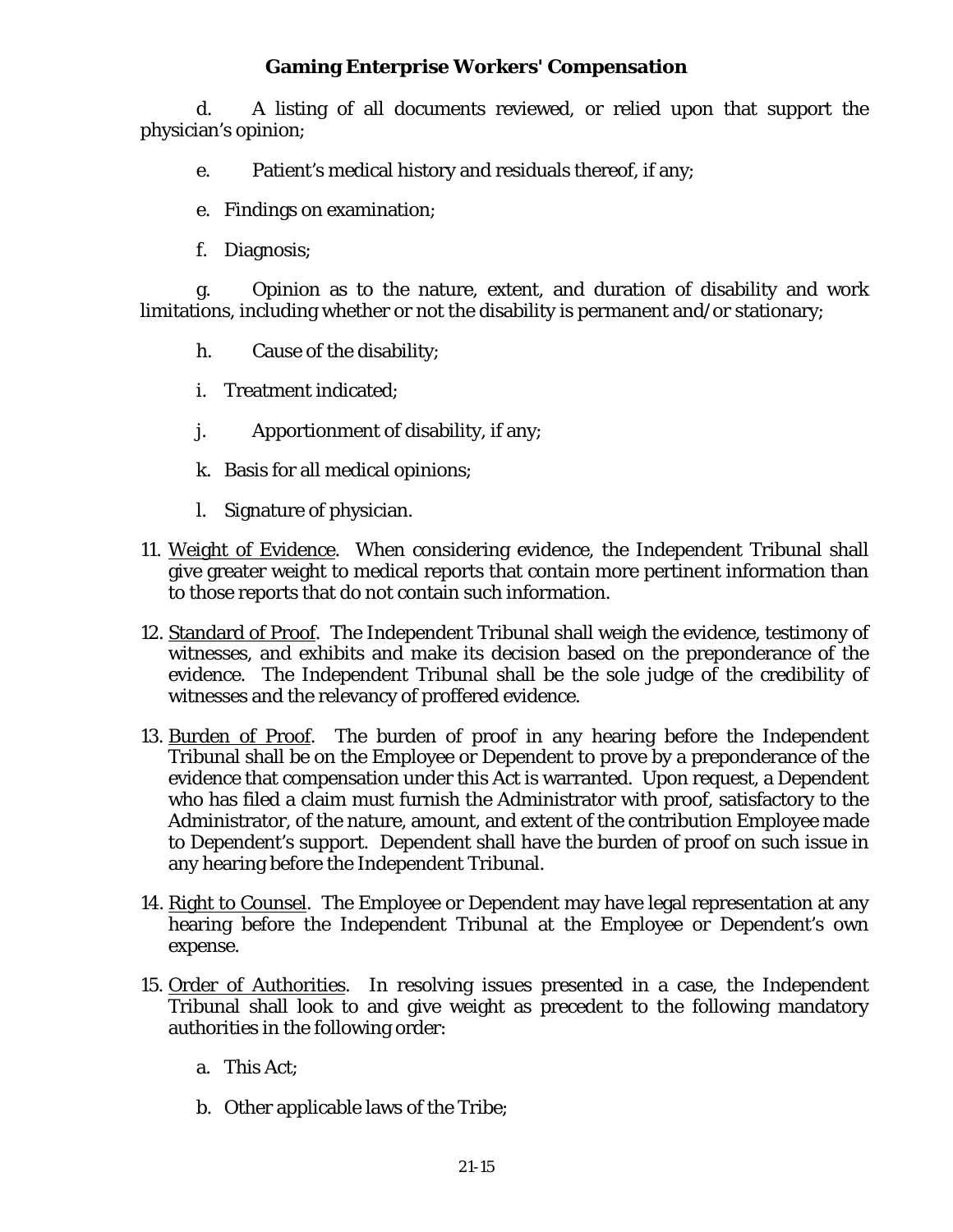d. A listing of all documents reviewed, or relied upon that support the physician's opinion;

e. Patient's medical history and residuals thereof, if any;

e. Findings on examination;

f. Diagnosis;

g. Opinion as to the nature, extent, and duration of disability and work limitations, including whether or not the disability is permanent and/or stationary;

h. Cause of the disability;

i. Treatment indicated;

j. Apportionment of disability, if any;

k. Basis for all medical opinions;

l. Signature of physician.

11. Weight of Evidence. When considering evidence, the Independent Tribunal shall give greater weight to medical reports that contain more pertinent information than to those reports that do not contain such information.

12. Standard of Proof. The Independent Tribunal shall weigh the evidence, testimony of witnesses, and exhibits and make its decision based on the preponderance of the evidence. The Independent Tribunal shall be the sole judge of the credibility of witnesses and the relevancy of proffered evidence.

13. Burden of Proof. The burden of proof in any hearing before the Independent Tribunal shall be on the Employee or Dependent to prove by a preponderance of the evidence that compensation under this Act is warranted. Upon request, a Dependent who has filed a claim must furnish the Administrator with proof, satisfactory to the Administrator, of the nature, amount, and extent of the contribution Employee made to Dependent's support. Dependent shall have the burden of proof on such issue in any hearing before the Independent Tribunal.

14. Right to Counsel. The Employee or Dependent may have legal representation at any hearing before the Independent Tribunal at the Employee or Dependent's own expense.

15. Order of Authorities. In resolving issues presented in a case, the Independent Tribunal shall look to and give weight as precedent to the following mandatory authorities in the following order:

    a. This Act;

    b. Other applicable laws of the Tribe;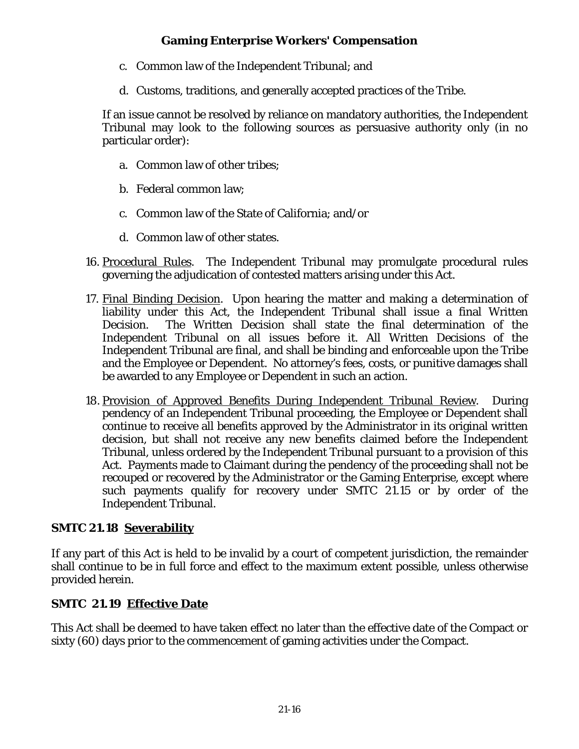c. Common law of the Independent Tribunal; and

d. Customs, traditions, and generally accepted practices of the Tribe.

If an issue cannot be resolved by reliance on mandatory authorities, the Independent Tribunal may look to the following sources as persuasive authority only (in no particular order):

a. Common law of other tribes;

b. Federal common law;

c. Common law of the State of California; and/or

d. Common law of other states.

16. Procedural Rules. The Independent Tribunal may promulgate procedural rules governing the adjudication of contested matters arising under this Act.

17. Final Binding Decision. Upon hearing the matter and making a determination of liability under this Act, the Independent Tribunal shall issue a final Written Decision. The Written Decision shall state the final determination of the Independent Tribunal on all issues before it. All Written Decisions of the Independent Tribunal are final, and shall be binding and enforceable upon the Tribe and the Employee or Dependent. No attorney's fees, costs, or punitive damages shall be awarded to any Employee or Dependent in such an action.

18. Provision of Approved Benefits During Independent Tribunal Review. During pendency of an Independent Tribunal proceeding, the Employee or Dependent shall continue to receive all benefits approved by the Administrator in its original written decision, but shall not receive any new benefits claimed before the Independent Tribunal, unless ordered by the Independent Tribunal pursuant to a provision of this Act. Payments made to Claimant during the pendency of the proceeding shall not be recouped or recovered by the Administrator or the Gaming Enterprise, except where such payments qualify for recovery under SMTC 21.15 or by order of the Independent Tribunal.

## SMTC 21.18 Severability

If any part of this Act is held to be invalid by a court of competent jurisdiction, the remainder shall continue to be in full force and effect to the maximum extent possible, unless otherwise provided herein.

## SMTC 21.19 Effective Date

This Act shall be deemed to have taken effect no later than the effective date of the Compact or sixty (60) days prior to the commencement of gaming activities under the Compact.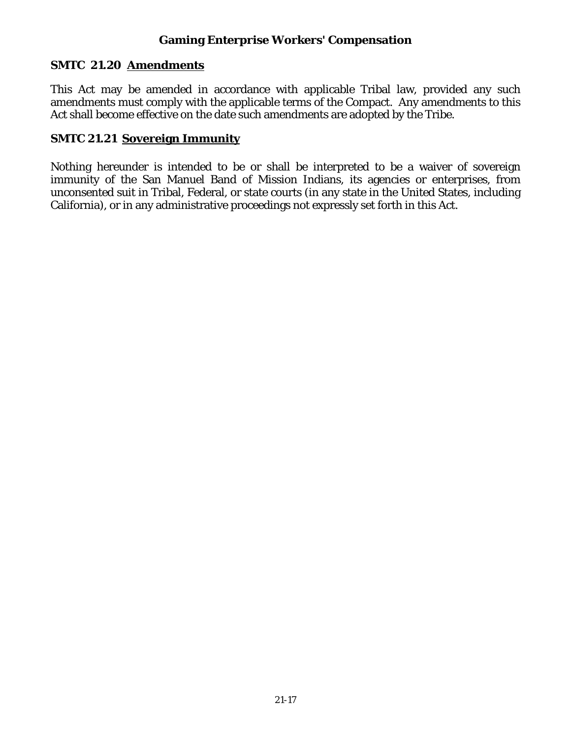## SMTC 21.20 Amendments

This Act may be amended in accordance with applicable Tribal law, provided any such amendments must comply with the applicable terms of the Compact. Any amendments to this Act shall become effective on the date such amendments are adopted by the Tribe.

## SMTC 21.21 Sovereign Immunity

Nothing hereunder is intended to be or shall be interpreted to be a waiver of sovereign immunity of the San Manuel Band of Mission Indians, its agencies or enterprises, from unconsented suit in Tribal, Federal, or state courts (in any state in the United States, including California), or in any administrative proceedings not expressly set forth in this Act.